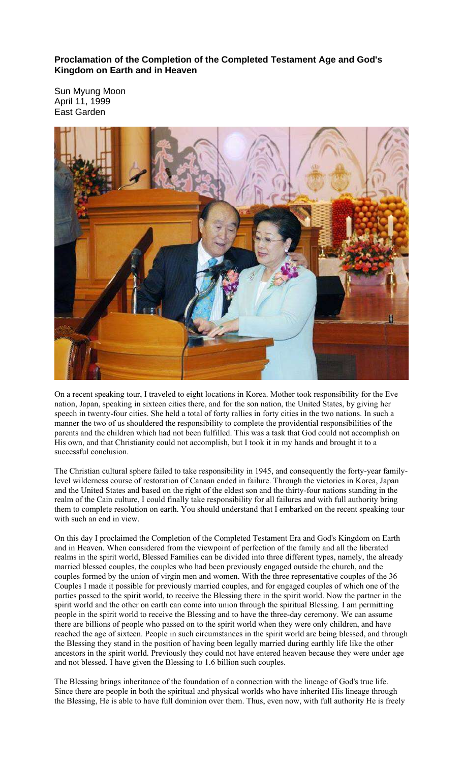**Proclamation of the Completion of the Completed Testament Age and God's Kingdom on Earth and in Heaven**

Sun Myung Moon
April 11, 1999
East Garden

On a recent speaking tour, I traveled to eight locations in Korea. Mother took responsibility for the Eve nation, Japan, speaking in sixteen cities there, and for the son nation, the United States, by giving her speech in twenty-four cities. She held a total of forty rallies in forty cities in the two nations. In such a manner the two of us shouldered the responsibility to complete the providential responsibilities of the parents and the children which had not been fulfilled. This was a task that God could not accomplish on His own, and that Christianity could not accomplish, but I took it in my hands and brought it to a successful conclusion.

The Christian cultural sphere failed to take responsibility in 1945, and consequently the forty-year family-level wilderness course of restoration of Canaan ended in failure. Through the victories in Korea, Japan and the United States and based on the right of the eldest son and the thirty-four nations standing in the realm of the Cain culture, I could finally take responsibility for all failures and with full authority bring them to complete resolution on earth. You should understand that I embarked on the recent speaking tour with such an end in view.

On this day I proclaimed the Completion of the Completed Testament Era and God's Kingdom on Earth and in Heaven. When considered from the viewpoint of perfection of the family and all the liberated realms in the spirit world, Blessed Families can be divided into three different types, namely, the already married blessed couples, the couples who had been previously engaged outside the church, and the couples formed by the union of virgin men and women. With the three representative couples of the 36 Couples I made it possible for previously married couples, and for engaged couples of which one of the parties passed to the spirit world, to receive the Blessing there in the spirit world. Now the partner in the spirit world and the other on earth can come into union through the spiritual Blessing. I am permitting people in the spirit world to receive the Blessing and to have the three-day ceremony. We can assume there are billions of people who passed on to the spirit world when they were only children, and have reached the age of sixteen. People in such circumstances in the spirit world are being blessed, and through the Blessing they stand in the position of having been legally married during earthly life like the other ancestors in the spirit world. Previously they could not have entered heaven because they were under age and not blessed. I have given the Blessing to 1.6 billion such couples.

The Blessing brings inheritance of the foundation of a connection with the lineage of God's true life. Since there are people in both the spiritual and physical worlds who have inherited His lineage through the Blessing, He is able to have full dominion over them. Thus, even now, with full authority He is freely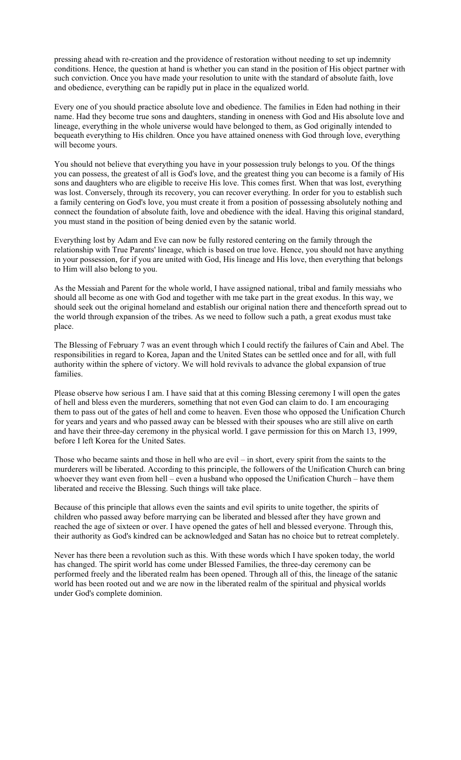pressing ahead with re-creation and the providence of restoration without needing to set up indemnity conditions. Hence, the question at hand is whether you can stand in the position of His object partner with such conviction. Once you have made your resolution to unite with the standard of absolute faith, love and obedience, everything can be rapidly put in place in the equalized world.

Every one of you should practice absolute love and obedience. The families in Eden had nothing in their name. Had they become true sons and daughters, standing in oneness with God and His absolute love and lineage, everything in the whole universe would have belonged to them, as God originally intended to bequeath everything to His children. Once you have attained oneness with God through love, everything will become yours.

You should not believe that everything you have in your possession truly belongs to you. Of the things you can possess, the greatest of all is God's love, and the greatest thing you can become is a family of His sons and daughters who are eligible to receive His love. This comes first. When that was lost, everything was lost. Conversely, through its recovery, you can recover everything. In order for you to establish such a family centering on God's love, you must create it from a position of possessing absolutely nothing and connect the foundation of absolute faith, love and obedience with the ideal. Having this original standard, you must stand in the position of being denied even by the satanic world.

Everything lost by Adam and Eve can now be fully restored centering on the family through the relationship with True Parents' lineage, which is based on true love. Hence, you should not have anything in your possession, for if you are united with God, His lineage and His love, then everything that belongs to Him will also belong to you.

As the Messiah and Parent for the whole world, I have assigned national, tribal and family messiahs who should all become as one with God and together with me take part in the great exodus. In this way, we should seek out the original homeland and establish our original nation there and thenceforth spread out to the world through expansion of the tribes. As we need to follow such a path, a great exodus must take place.

The Blessing of February 7 was an event through which I could rectify the failures of Cain and Abel. The responsibilities in regard to Korea, Japan and the United States can be settled once and for all, with full authority within the sphere of victory. We will hold revivals to advance the global expansion of true families.

Please observe how serious I am. I have said that at this coming Blessing ceremony I will open the gates of hell and bless even the murderers, something that not even God can claim to do. I am encouraging them to pass out of the gates of hell and come to heaven. Even those who opposed the Unification Church for years and years and who passed away can be blessed with their spouses who are still alive on earth and have their three-day ceremony in the physical world. I gave permission for this on March 13, 1999, before I left Korea for the United Sates.

Those who became saints and those in hell who are evil – in short, every spirit from the saints to the murderers will be liberated. According to this principle, the followers of the Unification Church can bring whoever they want even from hell – even a husband who opposed the Unification Church – have them liberated and receive the Blessing. Such things will take place.

Because of this principle that allows even the saints and evil spirits to unite together, the spirits of children who passed away before marrying can be liberated and blessed after they have grown and reached the age of sixteen or over. I have opened the gates of hell and blessed everyone. Through this, their authority as God's kindred can be acknowledged and Satan has no choice but to retreat completely.

Never has there been a revolution such as this. With these words which I have spoken today, the world has changed. The spirit world has come under Blessed Families, the three-day ceremony can be performed freely and the liberated realm has been opened. Through all of this, the lineage of the satanic world has been rooted out and we are now in the liberated realm of the spiritual and physical worlds under God's complete dominion.